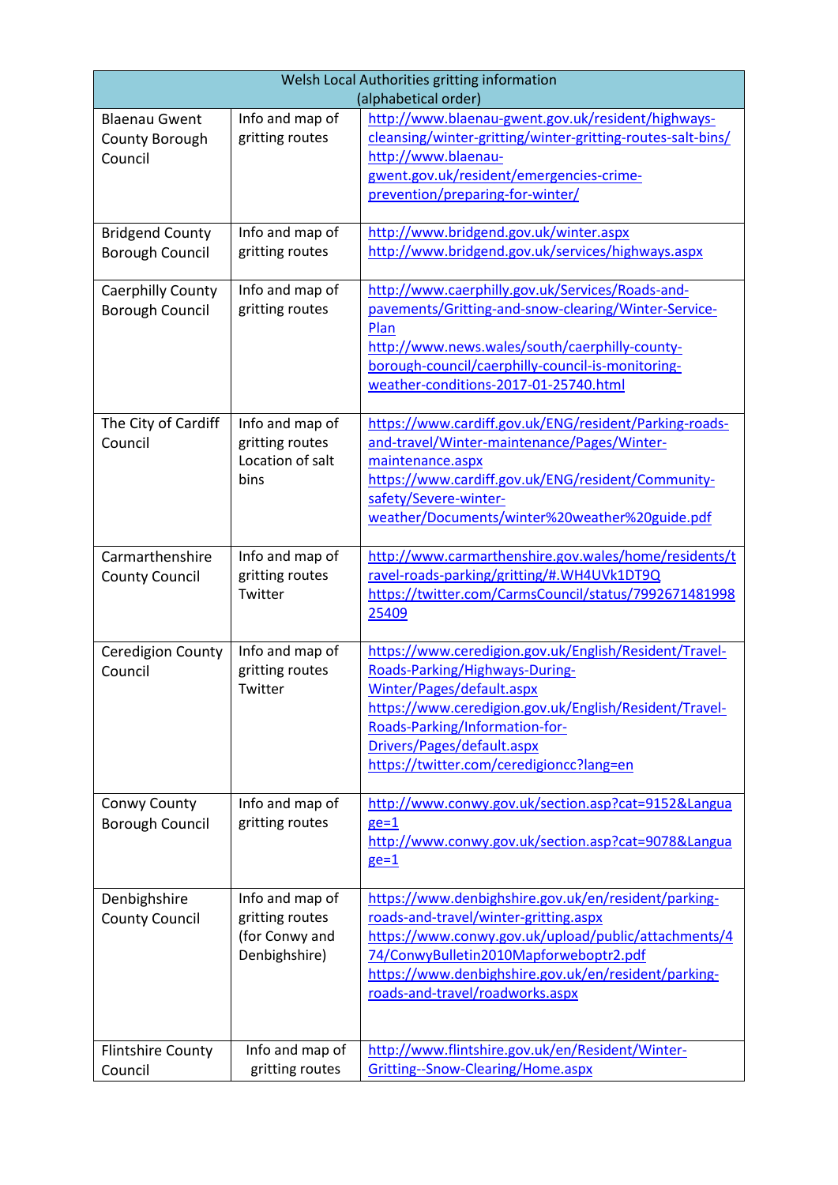| Welsh Local Authorities gritting information (alphabetical order) | | |
|---|---|---|
| Blaenau Gwent County Borough Council | Info and map of gritting routes | http://www.blaenau-gwent.gov.uk/resident/highways-cleansing/winter-gritting/winter-gritting-routes-salt-bins/ http://www.blaenau-gwent.gov.uk/resident/emergencies-crime-prevention/preparing-for-winter/ |
| Bridgend County Borough Council | Info and map of gritting routes | http://www.bridgend.gov.uk/winter.aspx http://www.bridgend.gov.uk/services/highways.aspx |
| Caerphilly County Borough Council | Info and map of gritting routes | http://www.caerphilly.gov.uk/Services/Roads-and-pavements/Gritting-and-snow-clearing/Winter-Service-Plan http://www.news.wales/south/caerphilly-county-borough-council/caerphilly-council-is-monitoring-weather-conditions-2017-01-25740.html |
| The City of Cardiff Council | Info and map of gritting routes Location of salt bins | https://www.cardiff.gov.uk/ENG/resident/Parking-roads-and-travel/Winter-maintenance/Pages/Winter-maintenance.aspx https://www.cardiff.gov.uk/ENG/resident/Community-safety/Severe-winter-weather/Documents/winter%20weather%20guide.pdf |
| Carmarthenshire County Council | Info and map of gritting routes Twitter | http://www.carmarthenshire.gov.wales/home/residents/travel-roads-parking/gritting/#.WH4UVk1DT9Q https://twitter.com/CarmsCouncil/status/799267148199825409 |
| Ceredigion County Council | Info and map of gritting routes Twitter | https://www.ceredigion.gov.uk/English/Resident/Travel-Roads-Parking/Highways-During-Winter/Pages/default.aspx https://www.ceredigion.gov.uk/English/Resident/Travel-Roads-Parking/Information-for-Drivers/Pages/default.aspx https://twitter.com/ceredigioncc?lang=en |
| Conwy County Borough Council | Info and map of gritting routes | http://www.conwy.gov.uk/section.asp?cat=9152&Language=1 http://www.conwy.gov.uk/section.asp?cat=9078&Language=1 |
| Denbighshire County Council | Info and map of gritting routes (for Conwy and Denbighshire) | https://www.denbighshire.gov.uk/en/resident/parking-roads-and-travel/winter-gritting.aspx https://www.conwy.gov.uk/upload/public/attachments/474/ConwyBulletin2010Mapforweboptr2.pdf https://www.denbighshire.gov.uk/en/resident/parking-roads-and-travel/roadworks.aspx |
| Flintshire County Council | Info and map of gritting routes | http://www.flintshire.gov.uk/en/Resident/Winter-Gritting--Snow-Clearing/Home.aspx |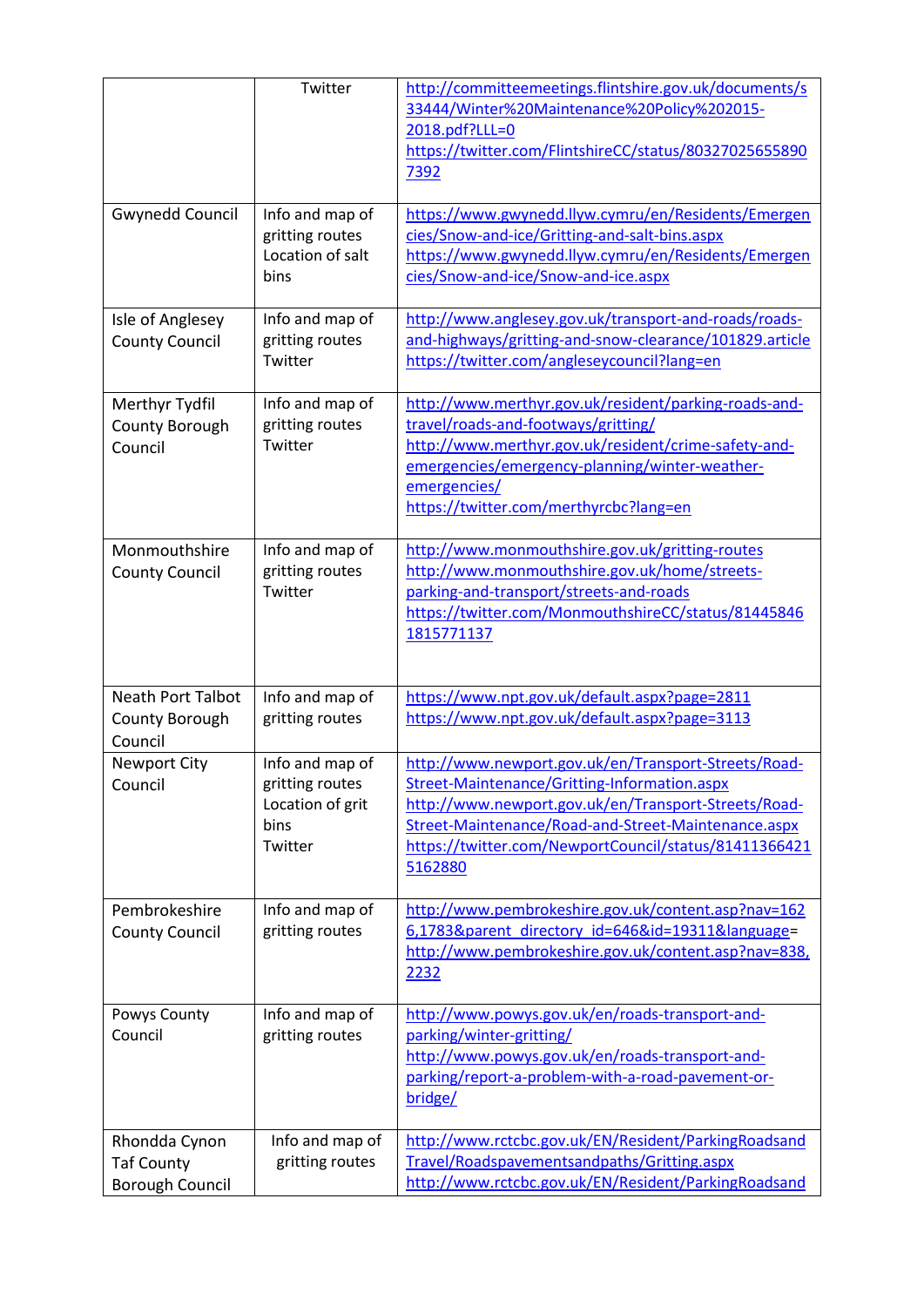|  | Twitter | http://committeemeetings.flintshire.gov.uk/documents/s33444/Winter%20Maintenance%20Policy%202015-2018.pdf?LLL=0 https://twitter.com/FlintshireCC/status/803270256558907392 |
|---|---|---|
| Gwynedd Council | Info and map of gritting routes Location of salt bins | https://www.gwynedd.llyw.cymru/en/Residents/Emergencies/Snow-and-ice/Gritting-and-salt-bins.aspx https://www.gwynedd.llyw.cymru/en/Residents/Emergencies/Snow-and-ice/Snow-and-ice.aspx |
| Isle of Anglesey County Council | Info and map of gritting routes Twitter | http://www.anglesey.gov.uk/transport-and-roads/roads-and-highways/gritting-and-snow-clearance/101829.article https://twitter.com/angleseycouncil?lang=en |
| Merthyr Tydfil County Borough Council | Info and map of gritting routes Twitter | http://www.merthyr.gov.uk/resident/parking-roads-and-travel/roads-and-footways/gritting/ http://www.merthyr.gov.uk/resident/crime-safety-and-emergencies/emergency-planning/winter-weather-emergencies/ https://twitter.com/merthyrcbc?lang=en |
| Monmouthshire County Council | Info and map of gritting routes Twitter | http://www.monmouthshire.gov.uk/gritting-routes http://www.monmouthshire.gov.uk/home/streets-parking-and-transport/streets-and-roads https://twitter.com/MonmouthshireCC/status/814458461815771137 |
| Neath Port Talbot County Borough Council | Info and map of gritting routes | https://www.npt.gov.uk/default.aspx?page=2811 https://www.npt.gov.uk/default.aspx?page=3113 |
| Newport City Council | Info and map of gritting routes Location of grit bins Twitter | http://www.newport.gov.uk/en/Transport-Streets/Road-Street-Maintenance/Gritting-Information.aspx http://www.newport.gov.uk/en/Transport-Streets/Road-Street-Maintenance/Road-and-Street-Maintenance.aspx https://twitter.com/NewportCouncil/status/814113664215162880 |
| Pembrokeshire County Council | Info and map of gritting routes | http://www.pembrokeshire.gov.uk/content.asp?nav=1626,1783&parent_directory_id=646&id=19311&language= http://www.pembrokeshire.gov.uk/content.asp?nav=838,2232 |
| Powys County Council | Info and map of gritting routes | http://www.powys.gov.uk/en/roads-transport-and-parking/winter-gritting/ http://www.powys.gov.uk/en/roads-transport-and-parking/report-a-problem-with-a-road-pavement-or-bridge/ |
| Rhondda Cynon Taf County Borough Council | Info and map of gritting routes | http://www.rctcbc.gov.uk/EN/Resident/ParkingRoadsandTravel/Roadspavementsandpaths/Gritting.aspx http://www.rctcbc.gov.uk/EN/Resident/ParkingRoadsand |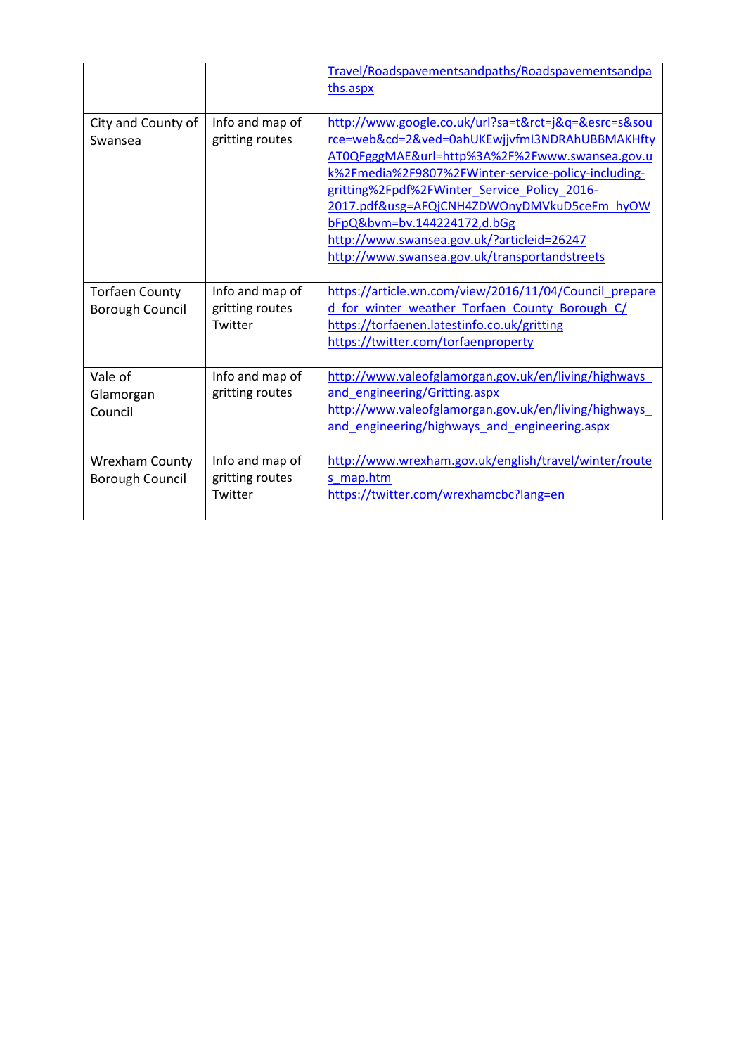| | | |
|---|---|---|
| | | Travel/Roadspavementsandpaths/Roadspavementsandpaths.aspx |
| City and County of Swansea | Info and map of gritting routes | http://www.google.co.uk/url?sa=t&rct=j&q=&esrc=s&source=web&cd=2&ved=0ahUKEwjjvfmI3NDRAhUBBMAKHftyAT0QFgggMAE&url=http%3A%2F%2Fwww.swansea.gov.uk%2Fmedia%2F9807%2FWinter-service-policy-including-gritting%2Fpdf%2FWinter_Service_Policy_2016-2017.pdf&usg=AFQjCNH4ZDWOnyDMVkuD5ceFm_hyOWbFpQ&bvm=bv.144224172,d.bGg http://www.swansea.gov.uk/?articleid=26247 http://www.swansea.gov.uk/transportandstreets |
| Torfaen County Borough Council | Info and map of gritting routes Twitter | https://article.wn.com/view/2016/11/04/Council_prepared_for_winter_weather_Torfaen_County_Borough_C/ https://torfaenen.latestinfo.co.uk/gritting https://twitter.com/torfaenproperty |
| Vale of Glamorgan Council | Info and map of gritting routes | http://www.valeofglamorgan.gov.uk/en/living/highways_and_engineering/Gritting.aspx http://www.valeofglamorgan.gov.uk/en/living/highways_and_engineering/highways_and_engineering.aspx |
| Wrexham County Borough Council | Info and map of gritting routes Twitter | http://www.wrexham.gov.uk/english/travel/winter/routes_map.htm https://twitter.com/wrexhamcbc?lang=en |